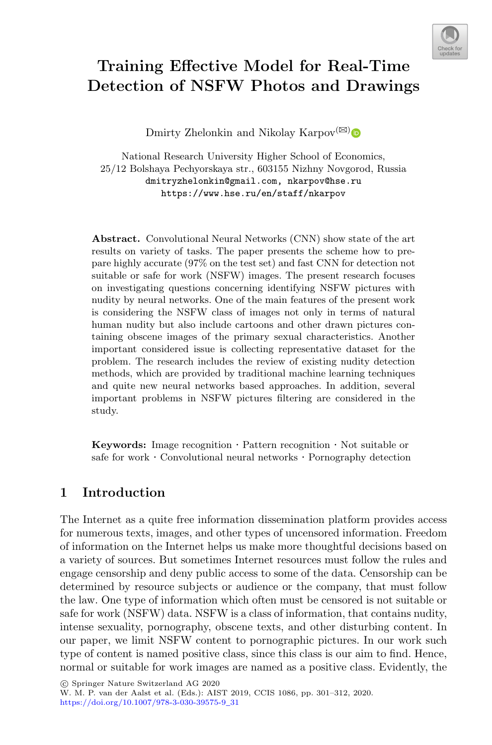# Training Effective Model for Real-Time Detection of NSFW Photos and Drawings

Dmirty Zhelonkin and Nikolay Karpov(✉)

National Research University Higher School of Economics,
25/12 Bolshaya Pechyorskaya str., 603155 Nizhny Novgorod, Russia
dmitryzhelonkin@gmail.com, nkarpov@hse.ru
https://www.hse.ru/en/staff/nkarpov

**Abstract.** Convolutional Neural Networks (CNN) show state of the art results on variety of tasks. The paper presents the scheme how to prepare highly accurate (97% on the test set) and fast CNN for detection not suitable or safe for work (NSFW) images. The present research focuses on investigating questions concerning identifying NSFW pictures with nudity by neural networks. One of the main features of the present work is considering the NSFW class of images not only in terms of natural human nudity but also include cartoons and other drawn pictures containing obscene images of the primary sexual characteristics. Another important considered issue is collecting representative dataset for the problem. The research includes the review of existing nudity detection methods, which are provided by traditional machine learning techniques and quite new neural networks based approaches. In addition, several important problems in NSFW pictures filtering are considered in the study.

**Keywords:** Image recognition · Pattern recognition · Not suitable or safe for work · Convolutional neural networks · Pornography detection

## 1 Introduction

The Internet as a quite free information dissemination platform provides access for numerous texts, images, and other types of uncensored information. Freedom of information on the Internet helps us make more thoughtful decisions based on a variety of sources. But sometimes Internet resources must follow the rules and engage censorship and deny public access to some of the data. Censorship can be determined by resource subjects or audience or the company, that must follow the law. One type of information which often must be censored is not suitable or safe for work (NSFW) data. NSFW is a class of information, that contains nudity, intense sexuality, pornography, obscene texts, and other disturbing content. In our paper, we limit NSFW content to pornographic pictures. In our work such type of content is named positive class, since this class is our aim to find. Hence, normal or suitable for work images are named as a positive class. Evidently, the

© Springer Nature Switzerland AG 2020
W. M. P. van der Aalst et al. (Eds.): AIST 2019, CCIS 1086, pp. 301–312, 2020.
https://doi.org/10.1007/978-3-030-39575-9_31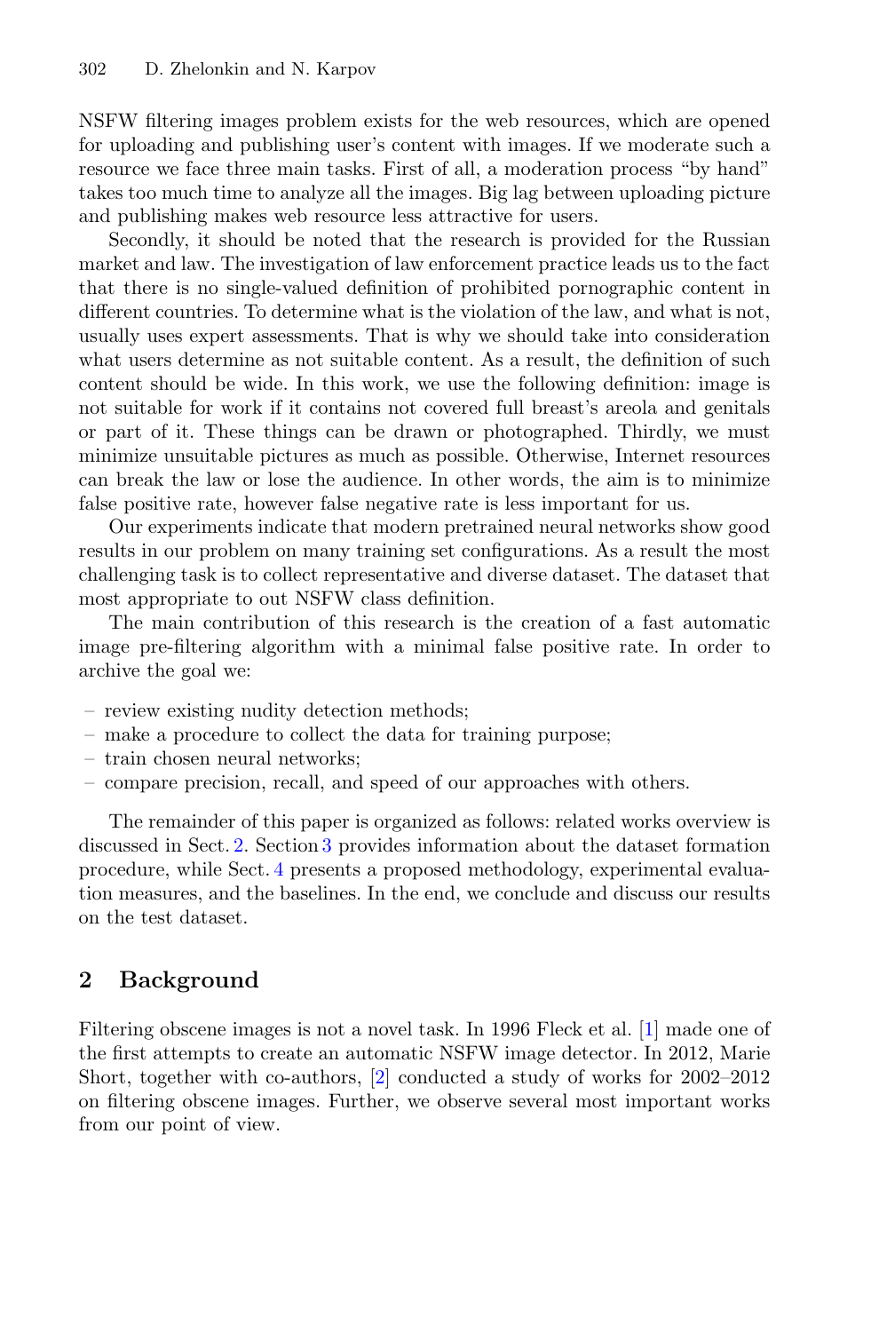NSFW filtering images problem exists for the web resources, which are opened for uploading and publishing user's content with images. If we moderate such a resource we face three main tasks. First of all, a moderation process "by hand" takes too much time to analyze all the images. Big lag between uploading picture and publishing makes web resource less attractive for users.

Secondly, it should be noted that the research is provided for the Russian market and law. The investigation of law enforcement practice leads us to the fact that there is no single-valued definition of prohibited pornographic content in different countries. To determine what is the violation of the law, and what is not, usually uses expert assessments. That is why we should take into consideration what users determine as not suitable content. As a result, the definition of such content should be wide. In this work, we use the following definition: image is not suitable for work if it contains not covered full breast's areola and genitals or part of it. These things can be drawn or photographed. Thirdly, we must minimize unsuitable pictures as much as possible. Otherwise, Internet resources can break the law or lose the audience. In other words, the aim is to minimize false positive rate, however false negative rate is less important for us.

Our experiments indicate that modern pretrained neural networks show good results in our problem on many training set configurations. As a result the most challenging task is to collect representative and diverse dataset. The dataset that most appropriate to out NSFW class definition.

The main contribution of this research is the creation of a fast automatic image pre-filtering algorithm with a minimal false positive rate. In order to archive the goal we:

- review existing nudity detection methods;
- make a procedure to collect the data for training purpose;
- train chosen neural networks;
- compare precision, recall, and speed of our approaches with others.

The remainder of this paper is organized as follows: related works overview is discussed in Sect. 2. Section 3 provides information about the dataset formation procedure, while Sect. 4 presents a proposed methodology, experimental evaluation measures, and the baselines. In the end, we conclude and discuss our results on the test dataset.

## 2 Background

Filtering obscene images is not a novel task. In 1996 Fleck et al. [1] made one of the first attempts to create an automatic NSFW image detector. In 2012, Marie Short, together with co-authors, [2] conducted a study of works for 2002–2012 on filtering obscene images. Further, we observe several most important works from our point of view.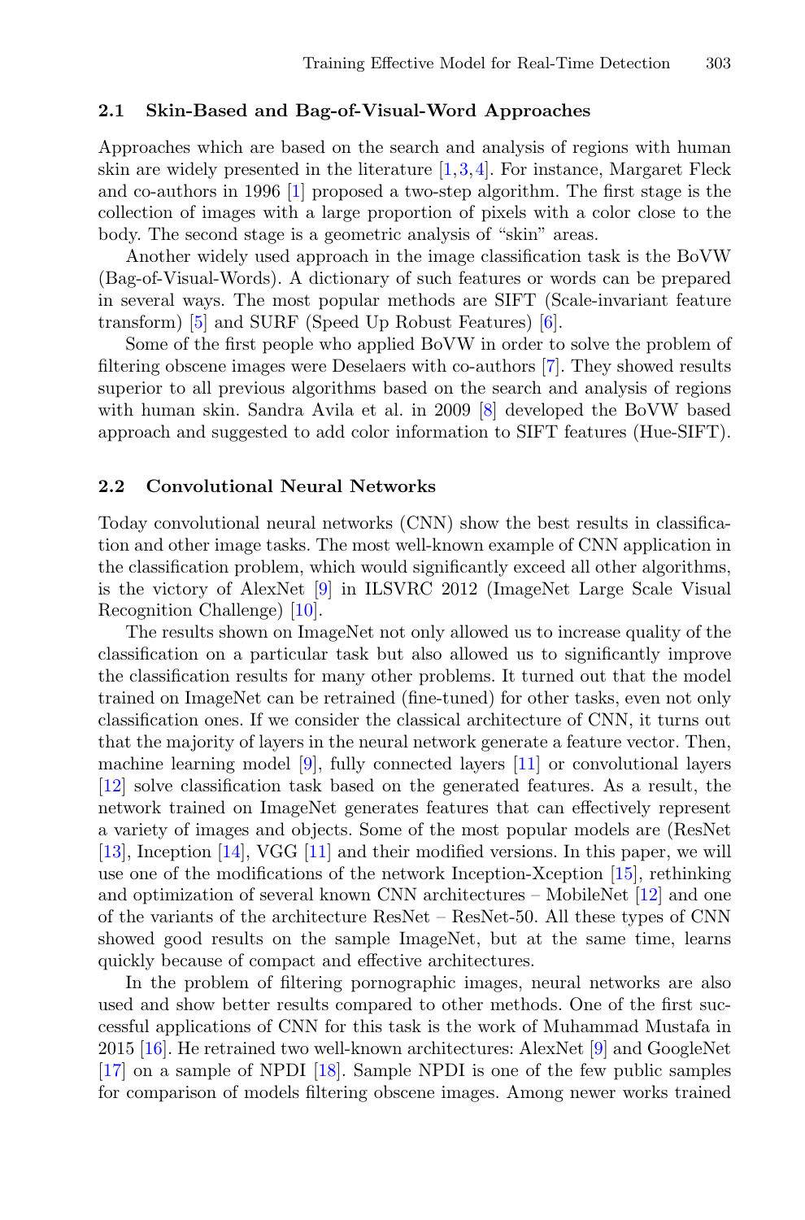### 2.1 Skin-Based and Bag-of-Visual-Word Approaches

Approaches which are based on the search and analysis of regions with human skin are widely presented in the literature [1,3,4]. For instance, Margaret Fleck and co-authors in 1996 [1] proposed a two-step algorithm. The first stage is the collection of images with a large proportion of pixels with a color close to the body. The second stage is a geometric analysis of "skin" areas.

Another widely used approach in the image classification task is the BoVW (Bag-of-Visual-Words). A dictionary of such features or words can be prepared in several ways. The most popular methods are SIFT (Scale-invariant feature transform) [5] and SURF (Speed Up Robust Features) [6].

Some of the first people who applied BoVW in order to solve the problem of filtering obscene images were Deselaers with co-authors [7]. They showed results superior to all previous algorithms based on the search and analysis of regions with human skin. Sandra Avila et al. in 2009 [8] developed the BoVW based approach and suggested to add color information to SIFT features (Hue-SIFT).

### 2.2 Convolutional Neural Networks

Today convolutional neural networks (CNN) show the best results in classification and other image tasks. The most well-known example of CNN application in the classification problem, which would significantly exceed all other algorithms, is the victory of AlexNet [9] in ILSVRC 2012 (ImageNet Large Scale Visual Recognition Challenge) [10].

The results shown on ImageNet not only allowed us to increase quality of the classification on a particular task but also allowed us to significantly improve the classification results for many other problems. It turned out that the model trained on ImageNet can be retrained (fine-tuned) for other tasks, even not only classification ones. If we consider the classical architecture of CNN, it turns out that the majority of layers in the neural network generate a feature vector. Then, machine learning model [9], fully connected layers [11] or convolutional layers [12] solve classification task based on the generated features. As a result, the network trained on ImageNet generates features that can effectively represent a variety of images and objects. Some of the most popular models are (ResNet [13], Inception [14], VGG [11] and their modified versions. In this paper, we will use one of the modifications of the network Inception-Xception [15], rethinking and optimization of several known CNN architectures – MobileNet [12] and one of the variants of the architecture ResNet – ResNet-50. All these types of CNN showed good results on the sample ImageNet, but at the same time, learns quickly because of compact and effective architectures.

In the problem of filtering pornographic images, neural networks are also used and show better results compared to other methods. One of the first successful applications of CNN for this task is the work of Muhammad Mustafa in 2015 [16]. He retrained two well-known architectures: AlexNet [9] and GoogleNet [17] on a sample of NPDI [18]. Sample NPDI is one of the few public samples for comparison of models filtering obscene images. Among newer works trained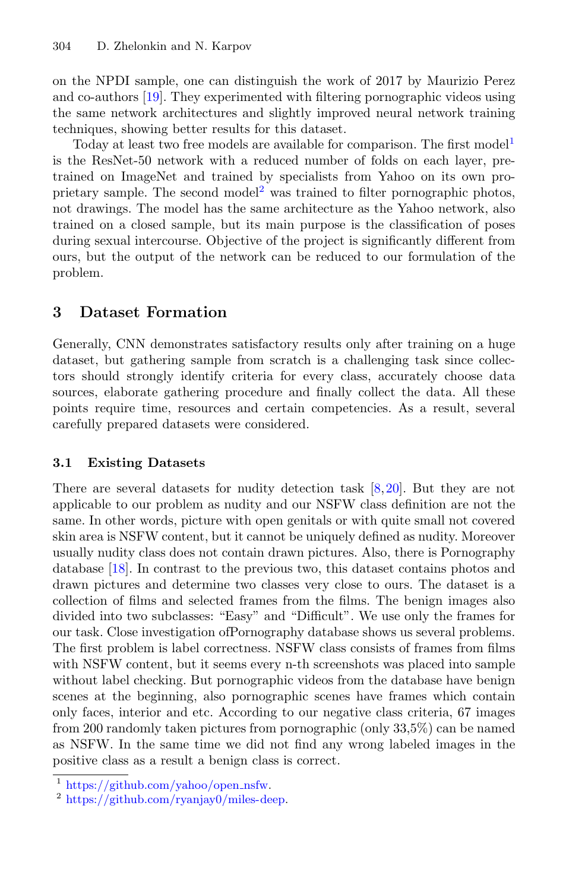on the NPDI sample, one can distinguish the work of 2017 by Maurizio Perez and co-authors [19]. They experimented with filtering pornographic videos using the same network architectures and slightly improved neural network training techniques, showing better results for this dataset.

Today at least two free models are available for comparison. The first model[1] is the ResNet-50 network with a reduced number of folds on each layer, pre-trained on ImageNet and trained by specialists from Yahoo on its own proprietary sample. The second model[2] was trained to filter pornographic photos, not drawings. The model has the same architecture as the Yahoo network, also trained on a closed sample, but its main purpose is the classification of poses during sexual intercourse. Objective of the project is significantly different from ours, but the output of the network can be reduced to our formulation of the problem.

## 3 Dataset Formation

Generally, CNN demonstrates satisfactory results only after training on a huge dataset, but gathering sample from scratch is a challenging task since collectors should strongly identify criteria for every class, accurately choose data sources, elaborate gathering procedure and finally collect the data. All these points require time, resources and certain competencies. As a result, several carefully prepared datasets were considered.

### 3.1 Existing Datasets

There are several datasets for nudity detection task [8,20]. But they are not applicable to our problem as nudity and our NSFW class definition are not the same. In other words, picture with open genitals or with quite small not covered skin area is NSFW content, but it cannot be uniquely defined as nudity. Moreover usually nudity class does not contain drawn pictures. Also, there is Pornography database [18]. In contrast to the previous two, this dataset contains photos and drawn pictures and determine two classes very close to ours. The dataset is a collection of films and selected frames from the films. The benign images also divided into two subclasses: "Easy" and "Difficult". We use only the frames for our task. Close investigation ofPornography database shows us several problems. The first problem is label correctness. NSFW class consists of frames from films with NSFW content, but it seems every n-th screenshots was placed into sample without label checking. But pornographic videos from the database have benign scenes at the beginning, also pornographic scenes have frames which contain only faces, interior and etc. According to our negative class criteria, 67 images from 200 randomly taken pictures from pornographic (only 33,5%) can be named as NSFW. In the same time we did not find any wrong labeled images in the positive class as a result a benign class is correct.

[1] https://github.com/yahoo/open_nsfw.

[2] https://github.com/ryanjay0/miles-deep.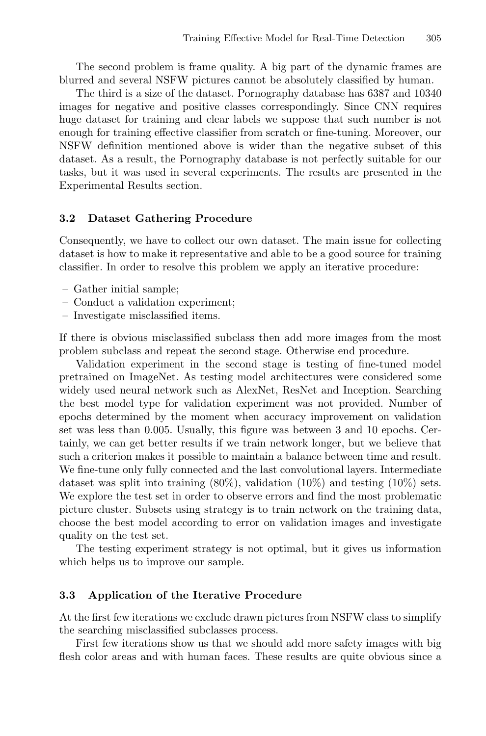The second problem is frame quality. A big part of the dynamic frames are blurred and several NSFW pictures cannot be absolutely classified by human.

The third is a size of the dataset. Pornography database has 6387 and 10340 images for negative and positive classes correspondingly. Since CNN requires huge dataset for training and clear labels we suppose that such number is not enough for training effective classifier from scratch or fine-tuning. Moreover, our NSFW definition mentioned above is wider than the negative subset of this dataset. As a result, the Pornography database is not perfectly suitable for our tasks, but it was used in several experiments. The results are presented in the Experimental Results section.

### 3.2 Dataset Gathering Procedure

Consequently, we have to collect our own dataset. The main issue for collecting dataset is how to make it representative and able to be a good source for training classifier. In order to resolve this problem we apply an iterative procedure:

- Gather initial sample;
- Conduct a validation experiment;
- Investigate misclassified items.

If there is obvious misclassified subclass then add more images from the most problem subclass and repeat the second stage. Otherwise end procedure.

Validation experiment in the second stage is testing of fine-tuned model pretrained on ImageNet. As testing model architectures were considered some widely used neural network such as AlexNet, ResNet and Inception. Searching the best model type for validation experiment was not provided. Number of epochs determined by the moment when accuracy improvement on validation set was less than 0.005. Usually, this figure was between 3 and 10 epochs. Certainly, we can get better results if we train network longer, but we believe that such a criterion makes it possible to maintain a balance between time and result. We fine-tune only fully connected and the last convolutional layers. Intermediate dataset was split into training (80%), validation (10%) and testing (10%) sets. We explore the test set in order to observe errors and find the most problematic picture cluster. Subsets using strategy is to train network on the training data, choose the best model according to error on validation images and investigate quality on the test set.

The testing experiment strategy is not optimal, but it gives us information which helps us to improve our sample.

### 3.3 Application of the Iterative Procedure

At the first few iterations we exclude drawn pictures from NSFW class to simplify the searching misclassified subclasses process.

First few iterations show us that we should add more safety images with big flesh color areas and with human faces. These results are quite obvious since a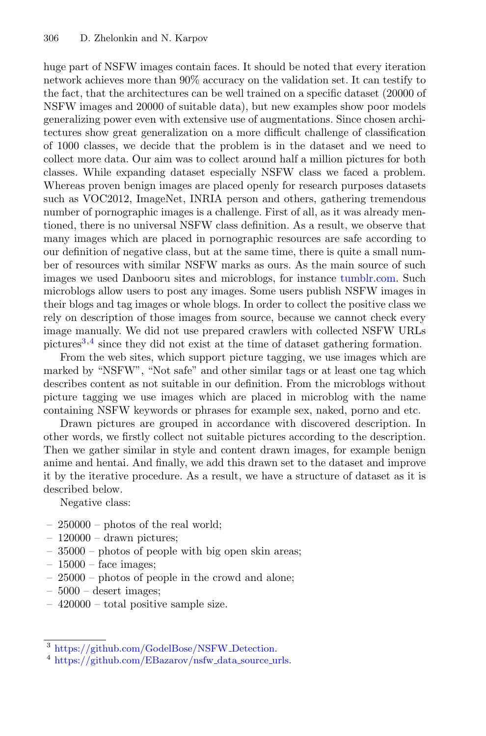huge part of NSFW images contain faces. It should be noted that every iteration network achieves more than 90% accuracy on the validation set. It can testify to the fact, that the architectures can be well trained on a specific dataset (20000 of NSFW images and 20000 of suitable data), but new examples show poor models generalizing power even with extensive use of augmentations. Since chosen architectures show great generalization on a more difficult challenge of classification of 1000 classes, we decide that the problem is in the dataset and we need to collect more data. Our aim was to collect around half a million pictures for both classes. While expanding dataset especially NSFW class we faced a problem. Whereas proven benign images are placed openly for research purposes datasets such as VOC2012, ImageNet, INRIA person and others, gathering tremendous number of pornographic images is a challenge. First of all, as it was already mentioned, there is no universal NSFW class definition. As a result, we observe that many images which are placed in pornographic resources are safe according to our definition of negative class, but at the same time, there is quite a small number of resources with similar NSFW marks as ours. As the main source of such images we used Danbooru sites and microblogs, for instance tumblr.com. Such microblogs allow users to post any images. Some users publish NSFW images in their blogs and tag images or whole blogs. In order to collect the positive class we rely on description of those images from source, because we cannot check every image manually. We did not use prepared crawlers with collected NSFW URLs pictures[3,4] since they did not exist at the time of dataset gathering formation.

From the web sites, which support picture tagging, we use images which are marked by "NSFW", "Not safe" and other similar tags or at least one tag which describes content as not suitable in our definition. From the microblogs without picture tagging we use images which are placed in microblog with the name containing NSFW keywords or phrases for example sex, naked, porno and etc.

Drawn pictures are grouped in accordance with discovered description. In other words, we firstly collect not suitable pictures according to the description. Then we gather similar in style and content drawn images, for example benign anime and hentai. And finally, we add this drawn set to the dataset and improve it by the iterative procedure. As a result, we have a structure of dataset as it is described below.

Negative class:

- 250000 – photos of the real world;
- 120000 – drawn pictures;
- 35000 – photos of people with big open skin areas;
- 15000 – face images;
- 25000 – photos of people in the crowd and alone;
- 5000 – desert images;
- 420000 – total positive sample size.

[3] https://github.com/GodelBose/NSFW_Detection.

[4] https://github.com/EBazarov/nsfw_data_source_urls.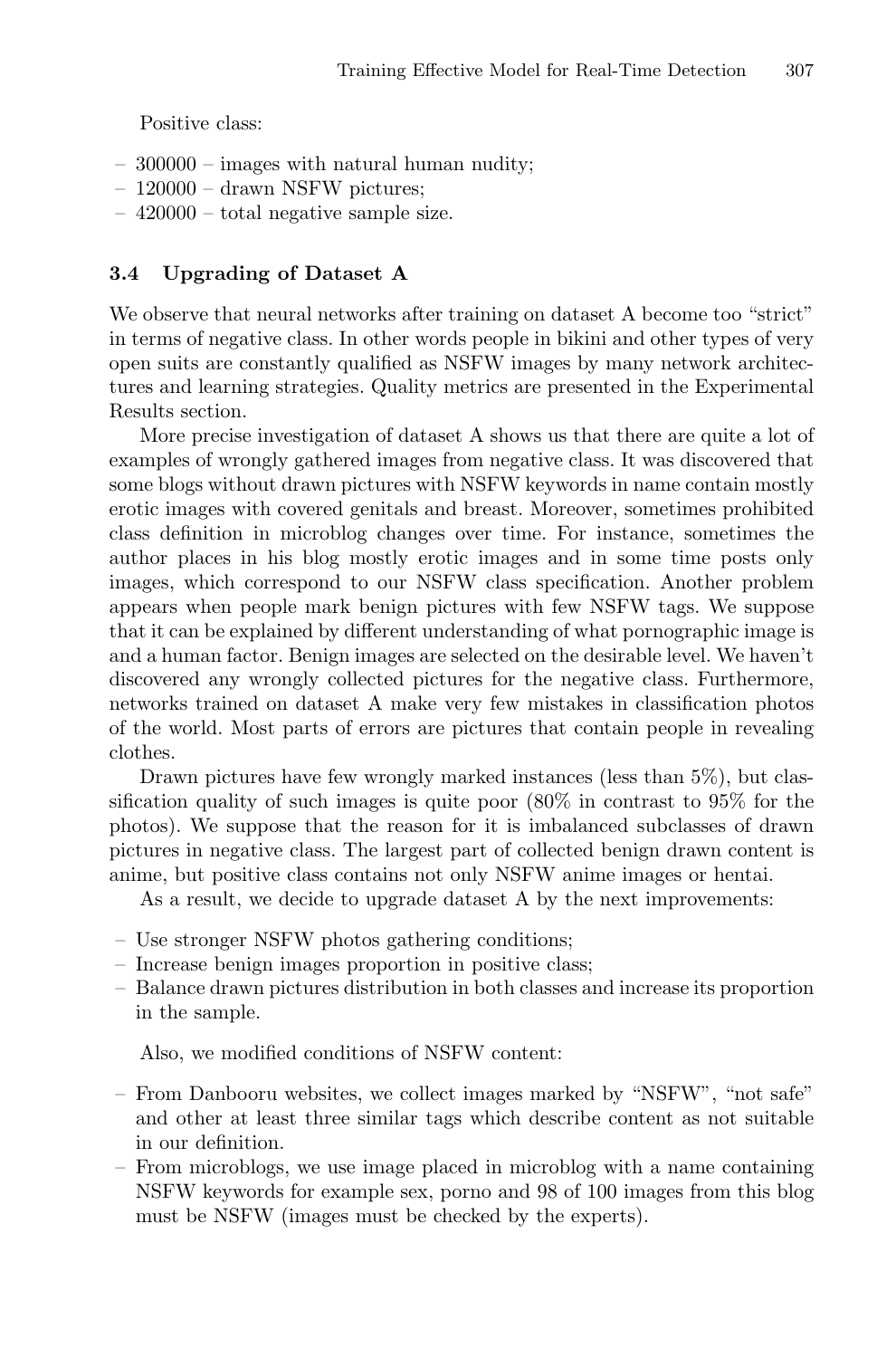Positive class:

- 300000 – images with natural human nudity;
- 120000 – drawn NSFW pictures;
- 420000 – total negative sample size.

### 3.4 Upgrading of Dataset A

We observe that neural networks after training on dataset A become too "strict" in terms of negative class. In other words people in bikini and other types of very open suits are constantly qualified as NSFW images by many network architectures and learning strategies. Quality metrics are presented in the Experimental Results section.

More precise investigation of dataset A shows us that there are quite a lot of examples of wrongly gathered images from negative class. It was discovered that some blogs without drawn pictures with NSFW keywords in name contain mostly erotic images with covered genitals and breast. Moreover, sometimes prohibited class definition in microblog changes over time. For instance, sometimes the author places in his blog mostly erotic images and in some time posts only images, which correspond to our NSFW class specification. Another problem appears when people mark benign pictures with few NSFW tags. We suppose that it can be explained by different understanding of what pornographic image is and a human factor. Benign images are selected on the desirable level. We haven't discovered any wrongly collected pictures for the negative class. Furthermore, networks trained on dataset A make very few mistakes in classification photos of the world. Most parts of errors are pictures that contain people in revealing clothes.

Drawn pictures have few wrongly marked instances (less than 5%), but classification quality of such images is quite poor (80% in contrast to 95% for the photos). We suppose that the reason for it is imbalanced subclasses of drawn pictures in negative class. The largest part of collected benign drawn content is anime, but positive class contains not only NSFW anime images or hentai.

As a result, we decide to upgrade dataset A by the next improvements:

- Use stronger NSFW photos gathering conditions;
- Increase benign images proportion in positive class;
- Balance drawn pictures distribution in both classes and increase its proportion in the sample.

Also, we modified conditions of NSFW content:

- From Danbooru websites, we collect images marked by "NSFW", "not safe" and other at least three similar tags which describe content as not suitable in our definition.
- From microblogs, we use image placed in microblog with a name containing NSFW keywords for example sex, porno and 98 of 100 images from this blog must be NSFW (images must be checked by the experts).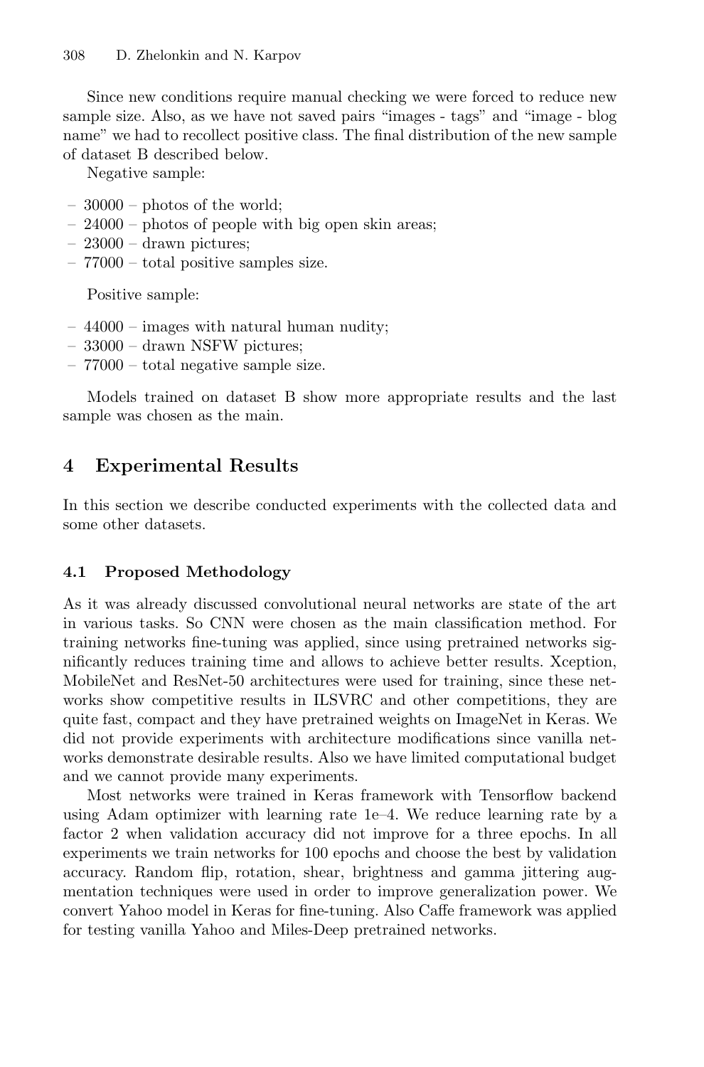Since new conditions require manual checking we were forced to reduce new sample size. Also, as we have not saved pairs "images - tags" and "image - blog name" we had to recollect positive class. The final distribution of the new sample of dataset B described below.

Negative sample:

- 30000 – photos of the world;
- 24000 – photos of people with big open skin areas;
- 23000 – drawn pictures;
- 77000 – total positive samples size.

Positive sample:

- 44000 – images with natural human nudity;
- 33000 – drawn NSFW pictures;
- 77000 – total negative sample size.

Models trained on dataset B show more appropriate results and the last sample was chosen as the main.

## 4 Experimental Results

In this section we describe conducted experiments with the collected data and some other datasets.

### 4.1 Proposed Methodology

As it was already discussed convolutional neural networks are state of the art in various tasks. So CNN were chosen as the main classification method. For training networks fine-tuning was applied, since using pretrained networks significantly reduces training time and allows to achieve better results. Xception, MobileNet and ResNet-50 architectures were used for training, since these networks show competitive results in ILSVRC and other competitions, they are quite fast, compact and they have pretrained weights on ImageNet in Keras. We did not provide experiments with architecture modifications since vanilla networks demonstrate desirable results. Also we have limited computational budget and we cannot provide many experiments.

Most networks were trained in Keras framework with Tensorflow backend using Adam optimizer with learning rate 1e–4. We reduce learning rate by a factor 2 when validation accuracy did not improve for a three epochs. In all experiments we train networks for 100 epochs and choose the best by validation accuracy. Random flip, rotation, shear, brightness and gamma jittering augmentation techniques were used in order to improve generalization power. We convert Yahoo model in Keras for fine-tuning. Also Caffe framework was applied for testing vanilla Yahoo and Miles-Deep pretrained networks.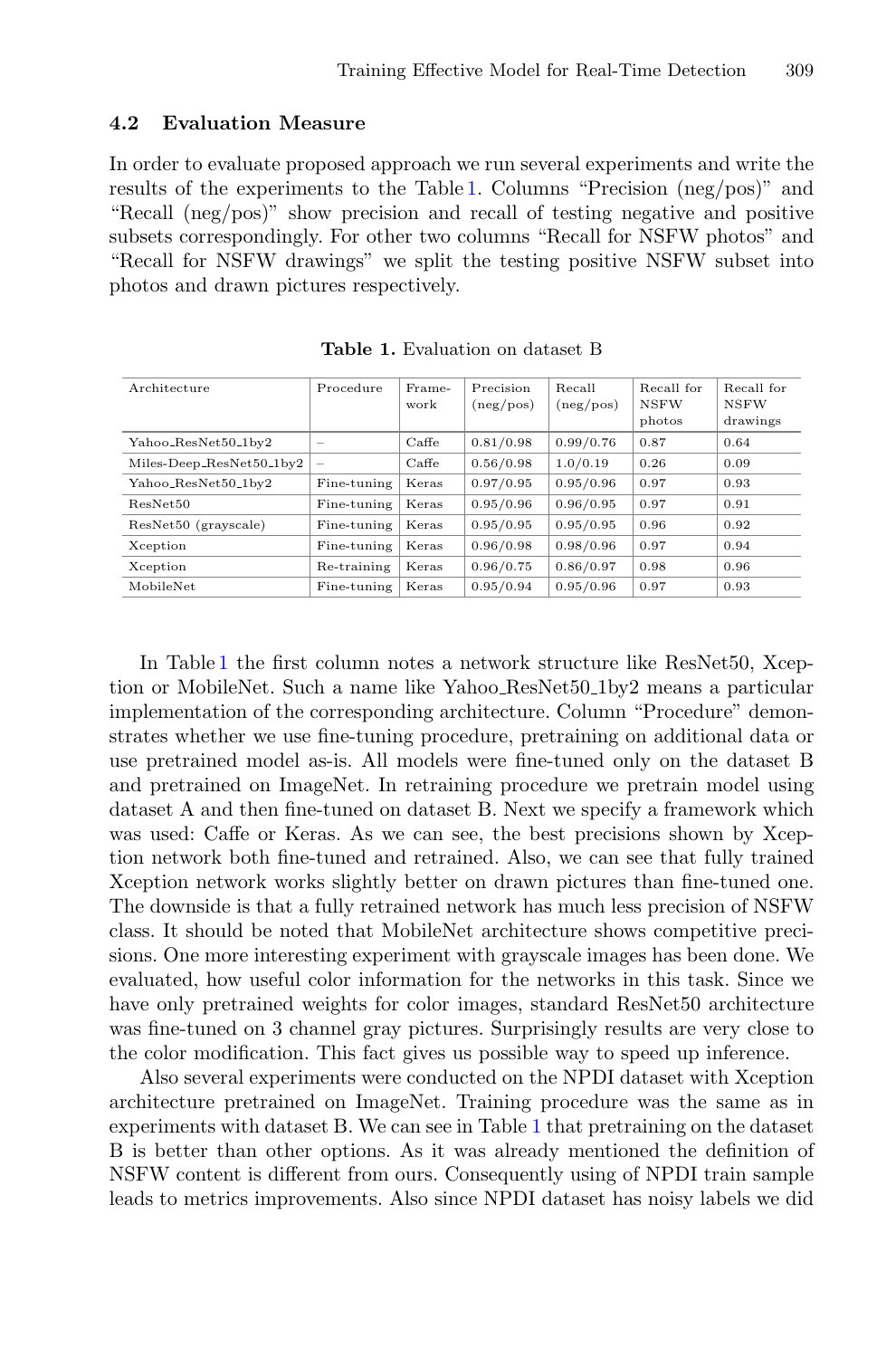### 4.2 Evaluation Measure

In order to evaluate proposed approach we run several experiments and write the results of the experiments to the Table 1. Columns "Precision (neg/pos)" and "Recall (neg/pos)" show precision and recall of testing negative and positive subsets correspondingly. For other two columns "Recall for NSFW photos" and "Recall for NSFW drawings" we split the testing positive NSFW subset into photos and drawn pictures respectively.

**Table 1.** Evaluation on dataset B

| Architecture | Procedure | Frame-work | Precision (neg/pos) | Recall (neg/pos) | Recall for NSFW photos | Recall for NSFW drawings |
|---|---|---|---|---|---|---|
| Yahoo_ResNet50_1by2 | – | Caffe | 0.81/0.98 | 0.99/0.76 | 0.87 | 0.64 |
| Miles-Deep_ResNet50_1by2 | – | Caffe | 0.56/0.98 | 1.0/0.19 | 0.26 | 0.09 |
| Yahoo_ResNet50_1by2 | Fine-tuning | Keras | 0.97/0.95 | 0.95/0.96 | 0.97 | 0.93 |
| ResNet50 | Fine-tuning | Keras | 0.95/0.96 | 0.96/0.95 | 0.97 | 0.91 |
| ResNet50 (grayscale) | Fine-tuning | Keras | 0.95/0.95 | 0.95/0.95 | 0.96 | 0.92 |
| Xception | Fine-tuning | Keras | 0.96/0.98 | 0.98/0.96 | 0.97 | 0.94 |
| Xception | Re-training | Keras | 0.96/0.75 | 0.86/0.97 | 0.98 | 0.96 |
| MobileNet | Fine-tuning | Keras | 0.95/0.94 | 0.95/0.96 | 0.97 | 0.93 |

In Table 1 the first column notes a network structure like ResNet50, Xception or MobileNet. Such a name like Yahoo_ResNet50_1by2 means a particular implementation of the corresponding architecture. Column "Procedure" demonstrates whether we use fine-tuning procedure, pretraining on additional data or use pretrained model as-is. All models were fine-tuned only on the dataset B and pretrained on ImageNet. In retraining procedure we pretrain model using dataset A and then fine-tuned on dataset B. Next we specify a framework which was used: Caffe or Keras. As we can see, the best precisions shown by Xception network both fine-tuned and retrained. Also, we can see that fully trained Xception network works slightly better on drawn pictures than fine-tuned one. The downside is that a fully retrained network has much less precision of NSFW class. It should be noted that MobileNet architecture shows competitive precisions. One more interesting experiment with grayscale images has been done. We evaluated, how useful color information for the networks in this task. Since we have only pretrained weights for color images, standard ResNet50 architecture was fine-tuned on 3 channel gray pictures. Surprisingly results are very close to the color modification. This fact gives us possible way to speed up inference.

Also several experiments were conducted on the NPDI dataset with Xception architecture pretrained on ImageNet. Training procedure was the same as in experiments with dataset B. We can see in Table 1 that pretraining on the dataset B is better than other options. As it was already mentioned the definition of NSFW content is different from ours. Consequently using of NPDI train sample leads to metrics improvements. Also since NPDI dataset has noisy labels we did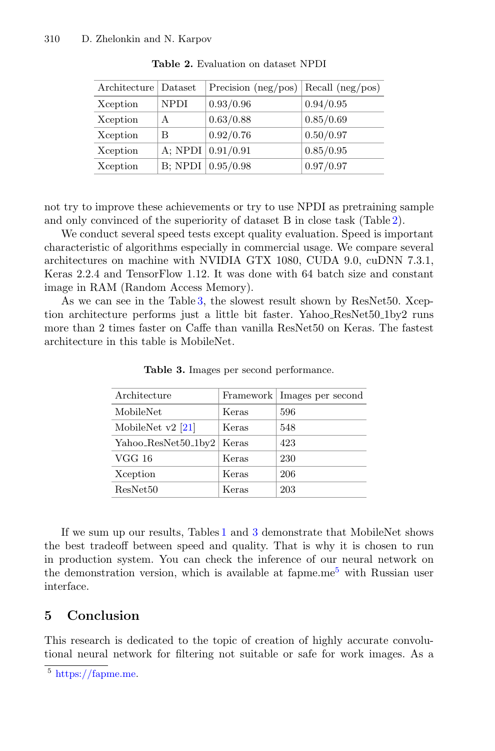**Table 2.** Evaluation on dataset NPDI

| Architecture | Dataset | Precision (neg/pos) | Recall (neg/pos) |
|---|---|---|---|
| Xception | NPDI | 0.93/0.96 | 0.94/0.95 |
| Xception | A | 0.63/0.88 | 0.85/0.69 |
| Xception | B | 0.92/0.76 | 0.50/0.97 |
| Xception | A; NPDI | 0.91/0.91 | 0.85/0.95 |
| Xception | B; NPDI | 0.95/0.98 | 0.97/0.97 |

not try to improve these achievements or try to use NPDI as pretraining sample and only convinced of the superiority of dataset B in close task (Table 2).

We conduct several speed tests except quality evaluation. Speed is important characteristic of algorithms especially in commercial usage. We compare several architectures on machine with NVIDIA GTX 1080, CUDA 9.0, cuDNN 7.3.1, Keras 2.2.4 and TensorFlow 1.12. It was done with 64 batch size and constant image in RAM (Random Access Memory).

As we can see in the Table 3, the slowest result shown by ResNet50. Xception architecture performs just a little bit faster. Yahoo_ResNet50_1by2 runs more than 2 times faster on Caffe than vanilla ResNet50 on Keras. The fastest architecture in this table is MobileNet.

**Table 3.** Images per second performance.

| Architecture | Framework | Images per second |
|---|---|---|
| MobileNet | Keras | 596 |
| MobileNet v2 [21] | Keras | 548 |
| Yahoo_ResNet50_1by2 | Keras | 423 |
| VGG 16 | Keras | 230 |
| Xception | Keras | 206 |
| ResNet50 | Keras | 203 |

If we sum up our results, Tables 1 and 3 demonstrate that MobileNet shows the best tradeoff between speed and quality. That is why it is chosen to run in production system. You can check the inference of our neural network on the demonstration version, which is available at fapme.me[5] with Russian user interface.

## 5 Conclusion

This research is dedicated to the topic of creation of highly accurate convolutional neural network for filtering not suitable or safe for work images. As a

[5] https://fapme.me.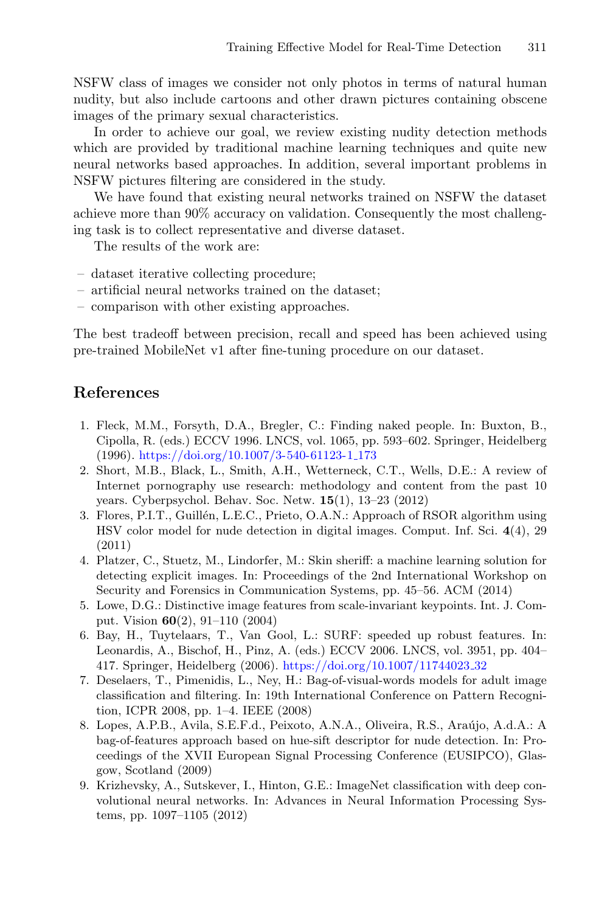NSFW class of images we consider not only photos in terms of natural human nudity, but also include cartoons and other drawn pictures containing obscene images of the primary sexual characteristics.

In order to achieve our goal, we review existing nudity detection methods which are provided by traditional machine learning techniques and quite new neural networks based approaches. In addition, several important problems in NSFW pictures filtering are considered in the study.

We have found that existing neural networks trained on NSFW the dataset achieve more than 90% accuracy on validation. Consequently the most challenging task is to collect representative and diverse dataset.

The results of the work are:

- dataset iterative collecting procedure;
- artificial neural networks trained on the dataset;
- comparison with other existing approaches.

The best tradeoff between precision, recall and speed has been achieved using pre-trained MobileNet v1 after fine-tuning procedure on our dataset.

## References

1. Fleck, M.M., Forsyth, D.A., Bregler, C.: Finding naked people. In: Buxton, B., Cipolla, R. (eds.) ECCV 1996. LNCS, vol. 1065, pp. 593–602. Springer, Heidelberg (1996). https://doi.org/10.1007/3-540-61123-1_173
2. Short, M.B., Black, L., Smith, A.H., Wetterneck, C.T., Wells, D.E.: A review of Internet pornography use research: methodology and content from the past 10 years. Cyberpsychol. Behav. Soc. Netw. **15**(1), 13–23 (2012)
3. Flores, P.I.T., Guillén, L.E.C., Prieto, O.A.N.: Approach of RSOR algorithm using HSV color model for nude detection in digital images. Comput. Inf. Sci. **4**(4), 29 (2011)
4. Platzer, C., Stuetz, M., Lindorfer, M.: Skin sheriff: a machine learning solution for detecting explicit images. In: Proceedings of the 2nd International Workshop on Security and Forensics in Communication Systems, pp. 45–56. ACM (2014)
5. Lowe, D.G.: Distinctive image features from scale-invariant keypoints. Int. J. Comput. Vision **60**(2), 91–110 (2004)
6. Bay, H., Tuytelaars, T., Van Gool, L.: SURF: speeded up robust features. In: Leonardis, A., Bischof, H., Pinz, A. (eds.) ECCV 2006. LNCS, vol. 3951, pp. 404–417. Springer, Heidelberg (2006). https://doi.org/10.1007/11744023_32
7. Deselaers, T., Pimenidis, L., Ney, H.: Bag-of-visual-words models for adult image classification and filtering. In: 19th International Conference on Pattern Recognition, ICPR 2008, pp. 1–4. IEEE (2008)
8. Lopes, A.P.B., Avila, S.E.F.d., Peixoto, A.N.A., Oliveira, R.S., Araújo, A.d.A.: A bag-of-features approach based on hue-sift descriptor for nude detection. In: Proceedings of the XVII European Signal Processing Conference (EUSIPCO), Glasgow, Scotland (2009)
9. Krizhevsky, A., Sutskever, I., Hinton, G.E.: ImageNet classification with deep convolutional neural networks. In: Advances in Neural Information Processing Systems, pp. 1097–1105 (2012)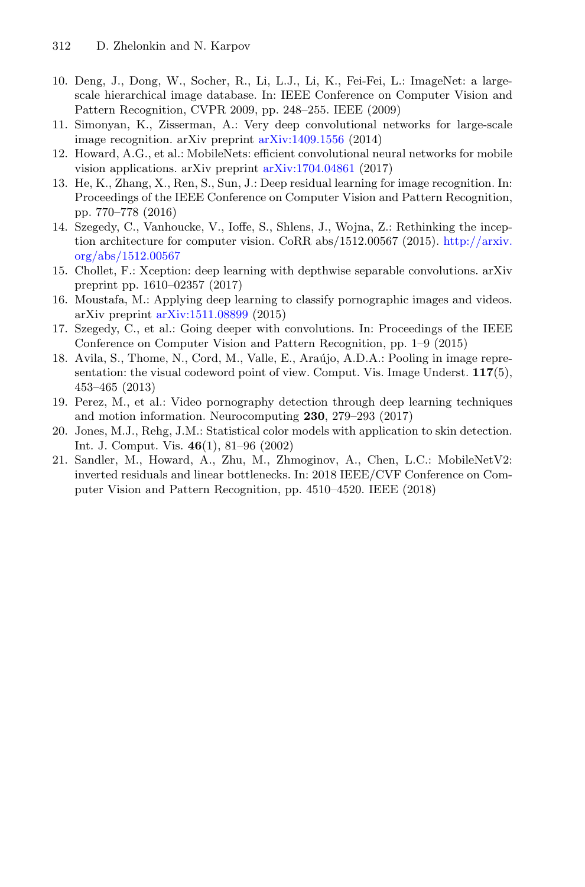10. Deng, J., Dong, W., Socher, R., Li, L.J., Li, K., Fei-Fei, L.: ImageNet: a large-scale hierarchical image database. In: IEEE Conference on Computer Vision and Pattern Recognition, CVPR 2009, pp. 248–255. IEEE (2009)
11. Simonyan, K., Zisserman, A.: Very deep convolutional networks for large-scale image recognition. arXiv preprint arXiv:1409.1556 (2014)
12. Howard, A.G., et al.: MobileNets: efficient convolutional neural networks for mobile vision applications. arXiv preprint arXiv:1704.04861 (2017)
13. He, K., Zhang, X., Ren, S., Sun, J.: Deep residual learning for image recognition. In: Proceedings of the IEEE Conference on Computer Vision and Pattern Recognition, pp. 770–778 (2016)
14. Szegedy, C., Vanhoucke, V., Ioffe, S., Shlens, J., Wojna, Z.: Rethinking the inception architecture for computer vision. CoRR abs/1512.00567 (2015). http://arxiv.org/abs/1512.00567
15. Chollet, F.: Xception: deep learning with depthwise separable convolutions. arXiv preprint pp. 1610–02357 (2017)
16. Moustafa, M.: Applying deep learning to classify pornographic images and videos. arXiv preprint arXiv:1511.08899 (2015)
17. Szegedy, C., et al.: Going deeper with convolutions. In: Proceedings of the IEEE Conference on Computer Vision and Pattern Recognition, pp. 1–9 (2015)
18. Avila, S., Thome, N., Cord, M., Valle, E., Araújo, A.D.A.: Pooling in image representation: the visual codeword point of view. Comput. Vis. Image Underst. **117**(5), 453–465 (2013)
19. Perez, M., et al.: Video pornography detection through deep learning techniques and motion information. Neurocomputing **230**, 279–293 (2017)
20. Jones, M.J., Rehg, J.M.: Statistical color models with application to skin detection. Int. J. Comput. Vis. **46**(1), 81–96 (2002)
21. Sandler, M., Howard, A., Zhu, M., Zhmoginov, A., Chen, L.C.: MobileNetV2: inverted residuals and linear bottlenecks. In: 2018 IEEE/CVF Conference on Computer Vision and Pattern Recognition, pp. 4510–4520. IEEE (2018)